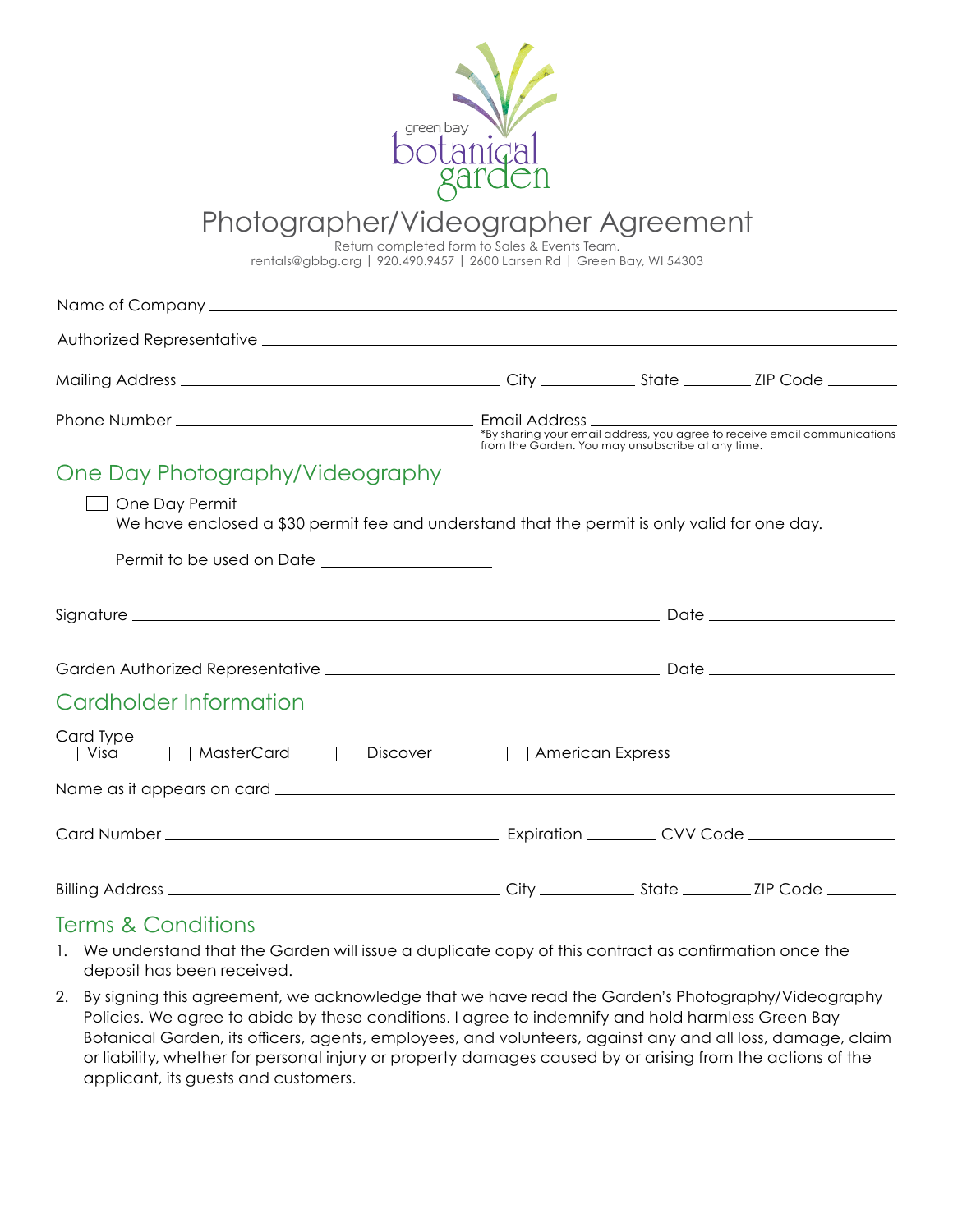green bay botanical garden

# Photographer/Videographer Agreement

Return completed form to Sales & Events Team.
rentals@gbbg.org | 920.490.9457 | 2600 Larsen Rd | Green Bay, WI 54303

Name of Company ______________________________

Authorized Representative ______________________________

Mailing Address ______________________ City ____________ State ________ ZIP Code ________

Phone Number ______________________ Email Address ______________________
*By sharing your email address, you agree to receive email communications from the Garden. You may unsubscribe at any time.

## One Day Photography/Videography

☐ One Day Permit
We have enclosed a $30 permit fee and understand that the permit is only valid for one day.

Permit to be used on Date ____________________

Signature ______________________________ Date ____________________

Garden Authorized Representative ______________________________ Date ____________________

## Cardholder Information

Card Type
☐ Visa ☐ MasterCard ☐ Discover ☐ American Express

Name as it appears on card ______________________________

Card Number ______________________ Expiration ________ CVV Code ____________

Billing Address ______________________ City ____________ State ________ ZIP Code ________

## Terms & Conditions

1. We understand that the Garden will issue a duplicate copy of this contract as confirmation once the deposit has been received.
2. By signing this agreement, we acknowledge that we have read the Garden's Photography/Videography Policies. We agree to abide by these conditions. I agree to indemnify and hold harmless Green Bay Botanical Garden, its officers, agents, employees, and volunteers, against any and all loss, damage, claim or liability, whether for personal injury or property damages caused by or arising from the actions of the applicant, its guests and customers.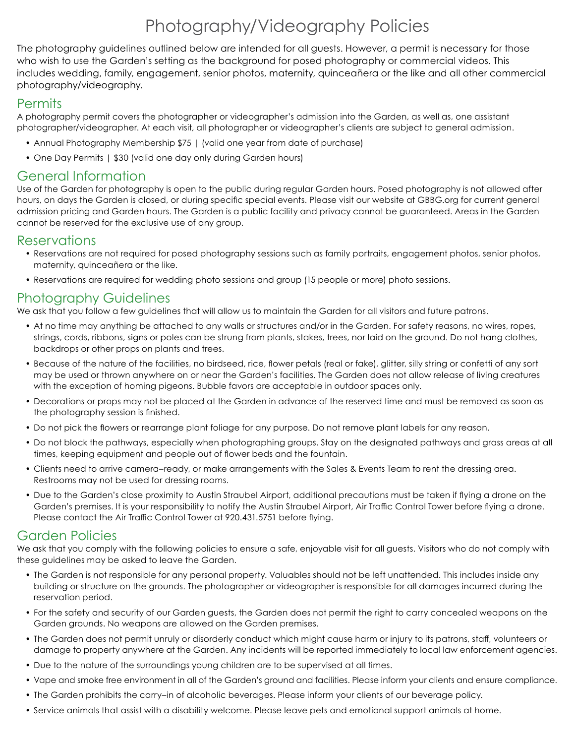# Photography/Videography Policies

The photography guidelines outlined below are intended for all guests. However, a permit is necessary for those who wish to use the Garden's setting as the background for posed photography or commercial videos. This includes wedding, family, engagement, senior photos, maternity, quinceañera or the like and all other commercial photography/videography.

## Permits

A photography permit covers the photographer or videographer's admission into the Garden, as well as, one assistant photographer/videographer. At each visit, all photographer or videographer's clients are subject to general admission.

- Annual Photography Membership $75 | (valid one year from date of purchase)
- One Day Permits | $30 (valid one day only during Garden hours)

## General Information

Use of the Garden for photography is open to the public during regular Garden hours. Posed photography is not allowed after hours, on days the Garden is closed, or during specific special events. Please visit our website at GBBG.org for current general admission pricing and Garden hours. The Garden is a public facility and privacy cannot be guaranteed. Areas in the Garden cannot be reserved for the exclusive use of any group.

## Reservations

- Reservations are not required for posed photography sessions such as family portraits, engagement photos, senior photos, maternity, quinceañera or the like.
- Reservations are required for wedding photo sessions and group (15 people or more) photo sessions.

## Photography Guidelines

We ask that you follow a few guidelines that will allow us to maintain the Garden for all visitors and future patrons.

- At no time may anything be attached to any walls or structures and/or in the Garden. For safety reasons, no wires, ropes, strings, cords, ribbons, signs or poles can be strung from plants, stakes, trees, nor laid on the ground. Do not hang clothes, backdrops or other props on plants and trees.
- Because of the nature of the facilities, no birdseed, rice, flower petals (real or fake), glitter, silly string or confetti of any sort may be used or thrown anywhere on or near the Garden's facilities. The Garden does not allow release of living creatures with the exception of homing pigeons. Bubble favors are acceptable in outdoor spaces only.
- Decorations or props may not be placed at the Garden in advance of the reserved time and must be removed as soon as the photography session is finished.
- Do not pick the flowers or rearrange plant foliage for any purpose. Do not remove plant labels for any reason.
- Do not block the pathways, especially when photographing groups. Stay on the designated pathways and grass areas at all times, keeping equipment and people out of flower beds and the fountain.
- Clients need to arrive camera–ready, or make arrangements with the Sales & Events Team to rent the dressing area. Restrooms may not be used for dressing rooms.
- Due to the Garden's close proximity to Austin Straubel Airport, additional precautions must be taken if flying a drone on the Garden's premises. It is your responsibility to notify the Austin Straubel Airport, Air Traffic Control Tower before flying a drone. Please contact the Air Traffic Control Tower at 920.431.5751 before flying.

## Garden Policies

We ask that you comply with the following policies to ensure a safe, enjoyable visit for all guests. Visitors who do not comply with these guidelines may be asked to leave the Garden.

- The Garden is not responsible for any personal property. Valuables should not be left unattended. This includes inside any building or structure on the grounds. The photographer or videographer is responsible for all damages incurred during the reservation period.
- For the safety and security of our Garden guests, the Garden does not permit the right to carry concealed weapons on the Garden grounds. No weapons are allowed on the Garden premises.
- The Garden does not permit unruly or disorderly conduct which might cause harm or injury to its patrons, staff, volunteers or damage to property anywhere at the Garden. Any incidents will be reported immediately to local law enforcement agencies.
- Due to the nature of the surroundings young children are to be supervised at all times.
- Vape and smoke free environment in all of the Garden's ground and facilities. Please inform your clients and ensure compliance.
- The Garden prohibits the carry–in of alcoholic beverages. Please inform your clients of our beverage policy.
- Service animals that assist with a disability welcome. Please leave pets and emotional support animals at home.